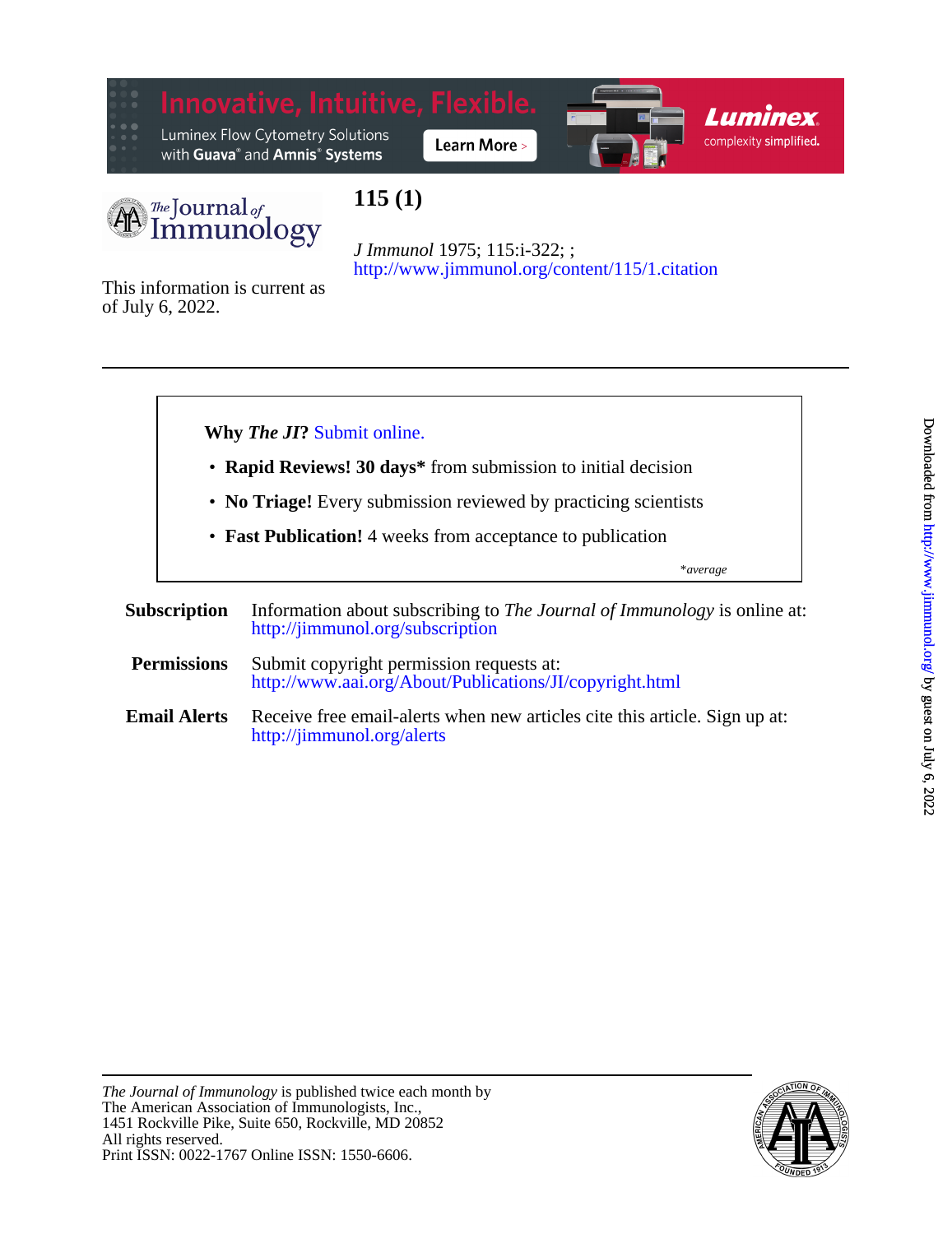# 115 (1)

*J Immunol* 1975; 115:i-322; ;
http://www.jimmunol.org/content/115/1.citation

This information is current as of July 6, 2022.

---

**Why *The JI*?** Submit online.

- **Rapid Reviews! 30 days*** from submission to initial decision
- **No Triage!** Every submission reviewed by practicing scientists
- **Fast Publication!** 4 weeks from acceptance to publication

*\*average*

**Subscription** Information about subscribing to *The Journal of Immunology* is online at: http://jimmunol.org/subscription

**Permissions** Submit copyright permission requests at: http://www.aai.org/About/Publications/JI/copyright.html

**Email Alerts** Receive free email-alerts when new articles cite this article. Sign up at: http://jimmunol.org/alerts

---

*The Journal of Immunology* is published twice each month by
The American Association of Immunologists, Inc.,
1451 Rockville Pike, Suite 650, Rockville, MD 20852
All rights reserved.
Print ISSN: 0022-1767 Online ISSN: 1550-6606.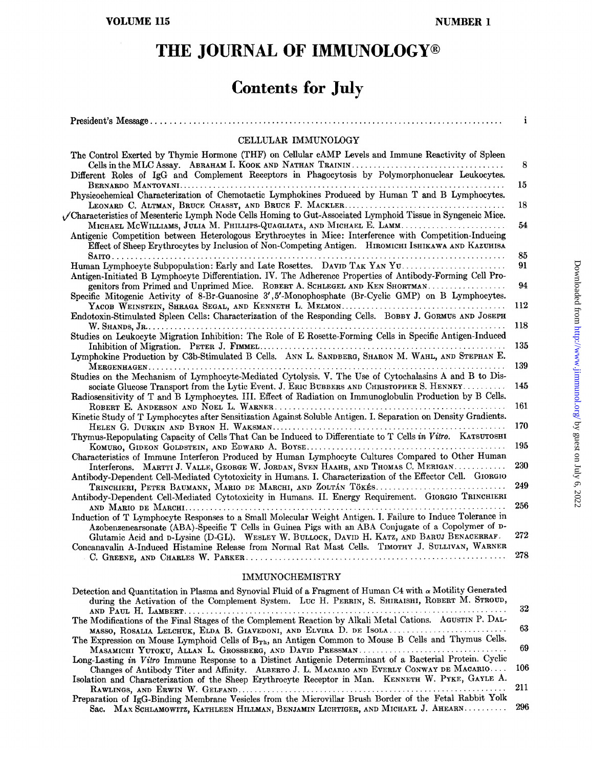# THE JOURNAL OF IMMUNOLOGY®

## Contents for July

President's Message .......... i

### CELLULAR IMMUNOLOGY

The Control Exerted by Thymic Hormone (THF) on Cellular cAMP Levels and Immune Reactivity of Spleen Cells in the MLC Assay. ABRAHAM I. KOOK AND NATHAN TRAININ .......... 8

Different Roles of IgG and Complement Receptors in Phagocytosis by Polymorphonuclear Leukocytes. BERNARDO MANTOVANI .......... 15

Physicochemical Characterization of Chemotactic Lymphokines Produced by Human T and B Lymphocytes. LEONARD C. ALTMAN, BRUCE CHASSY, AND BRUCE F. MACKLER .......... 18

√Characteristics of Mesenteric Lymph Node Cells Homing to Gut-Associated Lymphoid Tissue in Syngeneic Mice. MICHAEL MCWILLIAMS, JULIA M. PHILLIPS-QUAGLIATA, AND MICHAEL E. LAMM .......... 54

Antigenic Competition between Heterologous Erythrocytes in Mice: Interference with Competition-Inducing Effect of Sheep Erythrocytes by Inclusion of Non-Competing Antigen. HIROMICHI ISHIKAWA AND KAZUHISA SAITO .......... 85

Human Lymphocyte Subpopulation: Early and Late Rosettes. DAVID TAK YAN YU .......... 91

Antigen-Initiated B Lymphocyte Differentiation. IV. The Adherence Properties of Antibody-Forming Cell Progenitors from Primed and Unprimed Mice. ROBERT A. SCHLEGEL AND KEN SHORTMAN .......... 94

Specific Mitogenic Activity of 8-Br-Guanosine 3′,5′-Monophosphate (Br-Cyclic GMP) on B Lymphocytes. YACOB WEINSTEIN, SHRAGA SEGAL, AND KENNETH L. MELMON .......... 112

Endotoxin-Stimulated Spleen Cells: Characterization of the Responding Cells. BOBBY J. GORMUS AND JOSEPH W. SHANDS, JR. .......... 118

Studies on Leukocyte Migration Inhibition: The Role of E Rosette-Forming Cells in Specific Antigen-Induced Inhibition of Migration. PETER J. FIMMEL .......... 135

Lymphokine Production by C3b-Stimulated B Cells. ANN L. SANDBERG, SHARON M. WAHL, AND STEPHAN E. MERGENHAGEN .......... 139

Studies on the Mechanism of Lymphocyte-Mediated Cytolysis. V. The Use of Cytochalasins A and B to Dissociate Glucose Transport from the Lytic Event. J. ERIC BUBBERS AND CHRISTOPHER S. HENNEY .......... 145

Radiosensitivity of T and B Lymphocytes. III. Effect of Radiation on Immunoglobulin Production by B Cells. ROBERT E. ANDERSON AND NOEL L. WARNER .......... 161

Kinetic Study of T Lymphocytes after Sensitization Against Soluble Antigen. I. Separation on Density Gradients. HELEN G. DURKIN AND BYRON H. WAKSMAN .......... 170

Thymus-Repopulating Capacity of Cells That Can be Induced to Differentiate to T Cells *in Vitro*. KATSUTOSHI KOMURO, GIDEON GOLDSTEIN, AND EDWARD A. BOYSE .......... 195

Characteristics of Immune Interferon Produced by Human Lymphocyte Cultures Compared to Other Human Interferons. MARTTI J. VALLE, GEORGE W. JORDAN, SVEN HAAHR, AND THOMAS C. MERIGAN .......... 230

Antibody-Dependent Cell-Mediated Cytotoxicity in Humans. I. Characterization of the Effector Cell. GIORGIO TRINCHIERI, PETER BAUMANN, MARIO DE MARCHI, AND ZOLTÁN TÖKÉS .......... 249

Antibody-Dependent Cell-Mediated Cytotoxicity in Humans. II. Energy Requirement. GIORGIO TRINCHIERI AND MARIO DE MARCHI .......... 256

Induction of T Lymphocyte Responses to a Small Molecular Weight Antigen. I. Failure to Induce Tolerance in Azobenzenearsonate (ABA)-Specific T Cells in Guinea Pigs with an ABA Conjugate of a Copolymer of D-Glutamic Acid and D-Lysine (D-GL). WESLEY W. BULLOCK, DAVID H. KATZ, AND BARUJ BENACERRAF. .......... 272

Concanavalin A-Induced Histamine Release from Normal Rat Mast Cells. TIMOTHY J. SULLIVAN, WARNER C. GREENE, AND CHARLES W. PARKER .......... 278

### IMMUNOCHEMISTRY

Detection and Quantitation in Plasma and Synovial Fluid of a Fragment of Human C4 with $\alpha$ Motility Generated during the Activation of the Complement System. LUC H. PERRIN, S. SHIRAISHI, ROBERT M. STROUD, AND PAUL H. LAMBERT .......... 32

The Modifications of the Final Stages of the Complement Reaction by Alkali Metal Cations. AGUSTIN P. DALMASSO, ROSALIA LELCHUK, ELDA B. GIAVEDONI, AND ELVIRA D. DE ISOLA .......... 63

The Expression on Mouse Lymphoid Cells of $B_{Th}$, an Antigen Common to Mouse B Cells and Thymus Cells. MASAMICHI YUTOKU, ALLAN L. GROSSBERG, AND DAVID PRESSMAN .......... 69

Long-Lasting *in Vitro* Immune Response to a Distinct Antigenic Determinant of a Bacterial Protein. Cyclic Changes of Antibody Titer and Affinity. ALBERTO J. L. MACARIO AND EVERLY CONWAY DE MACARIO .... 106

Isolation and Characterization of the Sheep Erythrocyte Receptor in Man. KENNETH W. PYKE, GAYLE A. RAWLINGS, AND ERWIN W. GELFAND .......... 211

Preparation of IgG-Binding Membrane Vesicles from the Microvillar Brush Border of the Fetal Rabbit Yolk Sac. MAX SCHLAMOWITZ, KATHLEEN HILLMAN, BENJAMIN LICHTIGER, AND MICHAEL J. AHEARN .......... 296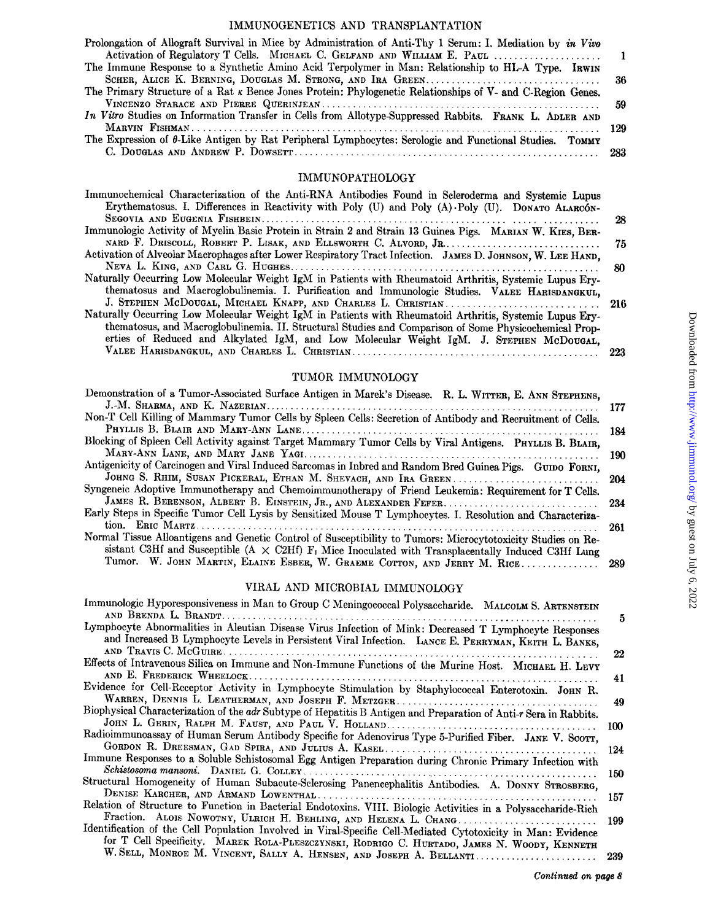## IMMUNOGENETICS AND TRANSPLANTATION

Prolongation of Allograft Survival in Mice by Administration of Anti-Thy 1 Serum: I. Mediation by *in Vivo* Activation of Regulatory T Cells. Michael C. Gelfand and William E. Paul .......... 1

The Immune Response to a Synthetic Amino Acid Terpolymer in Man: Relationship to HL-A Type. Irwin Scher, Alice K. Berning, Douglas M. Strong, and Ira Green .......... 36

The Primary Structure of a Rat κ Bence Jones Protein: Phylogenetic Relationships of V- and C-Region Genes. Vincenzo Starace and Pierre Querinjean .......... 59

*In Vitro* Studies on Information Transfer in Cells from Allotype-Suppressed Rabbits. Frank L. Adler and Marvin Fishman .......... 129

The Expression of θ-Like Antigen by Rat Peripheral Lymphocytes: Serologic and Functional Studies. Tommy C. Douglas and Andrew P. Dowsett .......... 283

## IMMUNOPATHOLOGY

Immunochemical Characterization of the Anti-RNA Antibodies Found in Scleroderma and Systemic Lupus Erythematosus. I. Differences in Reactivity with Poly (U) and Poly (A)·Poly (U). Donato Alarcón-Segovia and Eugenia Fishbein .......... 28

Immunologic Activity of Myelin Basic Protein in Strain 2 and Strain 13 Guinea Pigs. Marian W. Kies, Bernard F. Driscoll, Robert P. Lisak, and Ellsworth C. Alvord, Jr. .......... 75

Activation of Alveolar Macrophages after Lower Respiratory Tract Infection. James D. Johnson, W. Lee Hand, Neva L. King, and Carl G. Hughes .......... 80

Naturally Occurring Low Molecular Weight IgM in Patients with Rheumatoid Arthritis, Systemic Lupus Erythematosus and Macroglobulinemia. I. Purification and Immunologic Studies. Valee Harisdangkul, J. Stephen McDougal, Michael Knapp, and Charles L. Christian .......... 216

Naturally Occurring Low Molecular Weight IgM in Patients with Rheumatoid Arthritis, Systemic Lupus Erythematosus, and Macroglobulinemia. II. Structural Studies and Comparison of Some Physicochemical Properties of Reduced and Alkylated IgM, and Low Molecular Weight IgM. J. Stephen McDougal, Valee Harisdangkul, and Charles L. Christian .......... 223

## TUMOR IMMUNOLOGY

Demonstration of a Tumor-Associated Surface Antigen in Marek's Disease. R. L. Witter, E. Ann Stephens, J.-M. Sharma, and K. Nazerian .......... 177

Non-T Cell Killing of Mammary Tumor Cells by Spleen Cells: Secretion of Antibody and Recruitment of Cells. Phyllis B. Blair and Mary-Ann Lane .......... 184

Blocking of Spleen Cell Activity against Target Mammary Tumor Cells by Viral Antigens. Phyllis B. Blair, Mary-Ann Lane, and Mary Jane Yagi .......... 190

Antigenicity of Carcinogen and Viral Induced Sarcomas in Inbred and Random Bred Guinea Pigs. Guido Forni, Johng S. Rhim, Susan Pickeral, Ethan M. Shevach, and Ira Green .......... 204

Syngeneic Adoptive Immunotherapy and Chemoimmunotherapy of Friend Leukemia: Requirement for T Cells. James R. Berenson, Albert B. Einstein, Jr., and Alexander Fefer .......... 234

Early Steps in Specific Tumor Cell Lysis by Sensitized Mouse T Lymphocytes. I. Resolution and Characterization. Eric Martz .......... 261

Normal Tissue Alloantigens and Genetic Control of Susceptibility to Tumors: Microcytotoxicity Studies on Resistant C3Hf and Susceptible (A × C2Hf) $F_1$ Mice Inoculated with Transplacentally Induced C3Hf Lung Tumor. W. John Martin, Elaine Esber, W. Graeme Cotton, and Jerry M. Rice .......... 289

## VIRAL AND MICROBIAL IMMUNOLOGY

Immunologic Hyporesponsiveness in Man to Group C Meningococcal Polysaccharide. Malcolm S. Artenstein and Brenda L. Brandt .......... 5

Lymphocyte Abnormalities in Aleutian Disease Virus Infection of Mink: Decreased T Lymphocyte Responses and Increased B Lymphocyte Levels in Persistent Viral Infection. Lance E. Perryman, Keith L. Banks, and Travis C. McGuire .......... 22

Effects of Intravenous Silica on Immune and Non-Immune Functions of the Murine Host. Michael H. Levy and E. Frederick Wheelock .......... 41

Evidence for Cell-Receptor Activity in Lymphocyte Stimulation by Staphylococcal Enterotoxin. John R. Warren, Dennis L. Leatherman, and Joseph F. Metzger .......... 49

Biophysical Characterization of the *adr* Subtype of Hepatitis B Antigen and Preparation of Anti-*r* Sera in Rabbits. John L. Gerin, Ralph M. Faust, and Paul V. Holland .......... 100

Radioimmunoassay of Human Serum Antibody Specific for Adenovirus Type 5-Purified Fiber. Jane V. Scott, Gordon R. Dreesman, Gad Spira, and Julius A. Kasel .......... 124

Immune Responses to a Soluble Schistosomal Egg Antigen Preparation during Chronic Primary Infection with *Schistosoma mansoni*. Daniel G. Colley .......... 150

Structural Homogeneity of Human Subacute-Sclerosing Panencephalitis Antibodies. A. Donny Strosberg, Denise Karcher, and Armand Lowenthal .......... 157

Relation of Structure to Function in Bacterial Endotoxins. VIII. Biologic Activities in a Polysaccharide-Rich Fraction. Alois Nowotny, Ulrich H. Behling, and Helena L. Chang .......... 199

Identification of the Cell Population Involved in Viral-Specific Cell-Mediated Cytotoxicity in Man: Evidence for T Cell Specificity. Marek Rola-Pleszczynski, Rodrigo C. Hurtado, James N. Woody, Kenneth W. Sell, Monroe M. Vincent, Sally A. Hensen, and Joseph A. Bellanti .......... 239

*Continued on page 8*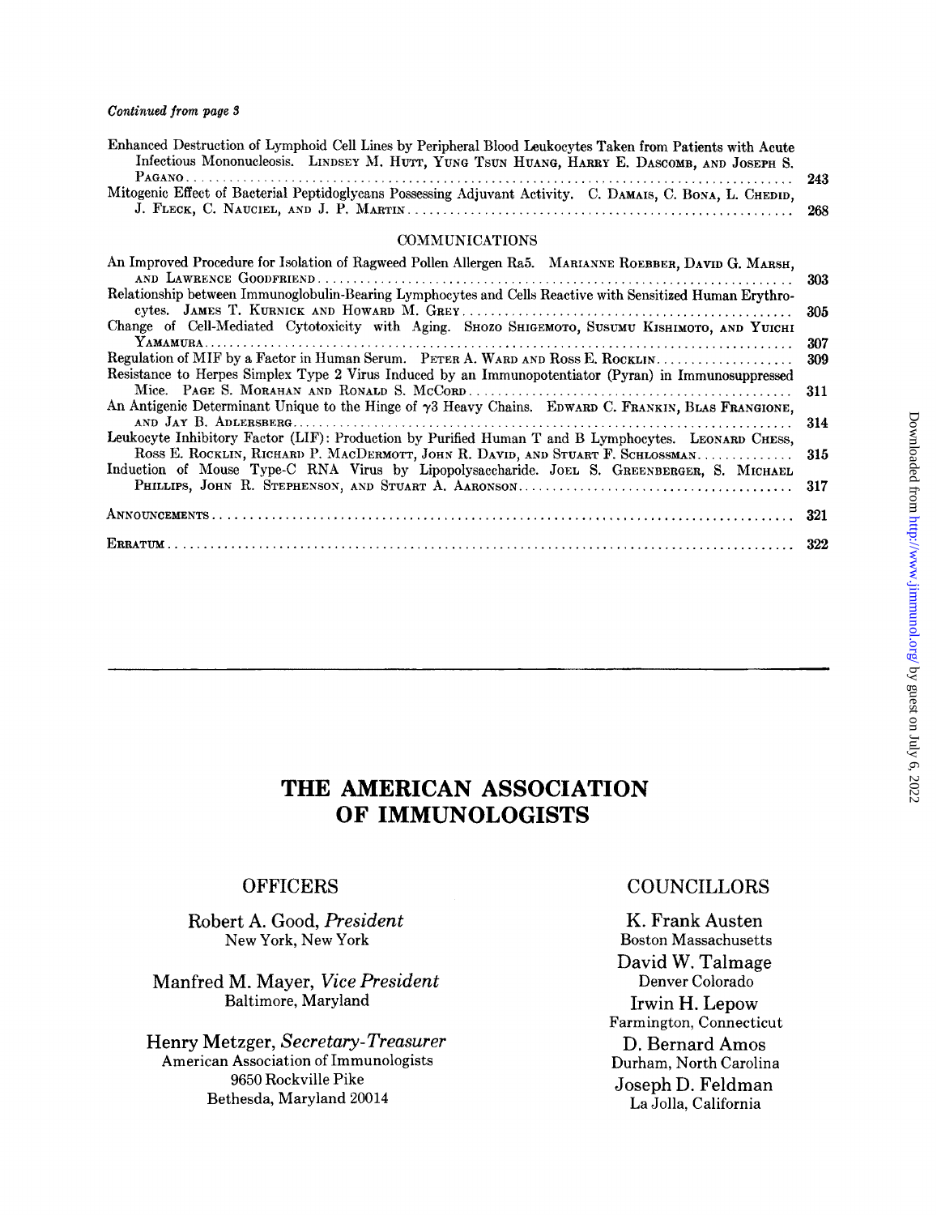*Continued from page 3*

Enhanced Destruction of Lymphoid Cell Lines by Peripheral Blood Leukocytes Taken from Patients with Acute Infectious Mononucleosis. LINDSEY M. HUTT, YUNG TSUN HUANG, HARRY E. DASCOMB, AND JOSEPH S. PAGANO .......... 243

Mitogenic Effect of Bacterial Peptidoglycans Possessing Adjuvant Activity. C. DAMAIS, C. BONA, L. CHEDID, J. FLECK, C. NAUCIEL, AND J. P. MARTIN .......... 268

## COMMUNICATIONS

An Improved Procedure for Isolation of Ragweed Pollen Allergen Ra5. MARIANNE ROEBBER, DAVID G. MARSH, AND LAWRENCE GOODFRIEND .......... 303

Relationship between Immunoglobulin-Bearing Lymphocytes and Cells Reactive with Sensitized Human Erythrocytes. JAMES T. KURNICK AND HOWARD M. GREY .......... 305

Change of Cell-Mediated Cytotoxicity with Aging. SHOZO SHIGEMOTO, SUSUMU KISHIMOTO, AND YUICHI YAMAMURA .......... 307

Regulation of MIF by a Factor in Human Serum. PETER A. WARD AND ROSS E. ROCKLIN .......... 309

Resistance to Herpes Simplex Type 2 Virus Induced by an Immunopotentiator (Pyran) in Immunosuppressed Mice. PAGE S. MORAHAN AND RONALD S. MCCORD .......... 311

An Antigenic Determinant Unique to the Hinge of $\gamma 3$ Heavy Chains. EDWARD C. FRANKLIN, BLAS FRANGIONE, AND JAY B. ADLERSBERG .......... 314

Leukocyte Inhibitory Factor (LIF): Production by Purified Human T and B Lymphocytes. LEONARD CHESS, ROSS E. ROCKLIN, RICHARD P. MACDERMOTT, JOHN R. DAVID, AND STUART F. SCHLOSSMAN .......... 315

Induction of Mouse Type-C RNA Virus by Lipopolysaccharide. JOEL S. GREENBERGER, S. MICHAEL PHILLIPS, JOHN R. STEPHENSON, AND STUART A. AARONSON .......... 317

ANNOUNCEMENTS .......... 321

ERRATUM .......... 322

# THE AMERICAN ASSOCIATION OF IMMUNOLOGISTS

## OFFICERS

Robert A. Good, *President*
New York, New York

Manfred M. Mayer, *Vice President*
Baltimore, Maryland

Henry Metzger, *Secretary-Treasurer*
American Association of Immunologists
9650 Rockville Pike
Bethesda, Maryland 20014

## COUNCILLORS

K. Frank Austen
Boston Massachusetts

David W. Talmage
Denver Colorado

Irwin H. Lepow
Farmington, Connecticut

D. Bernard Amos
Durham, North Carolina

Joseph D. Feldman
La Jolla, California